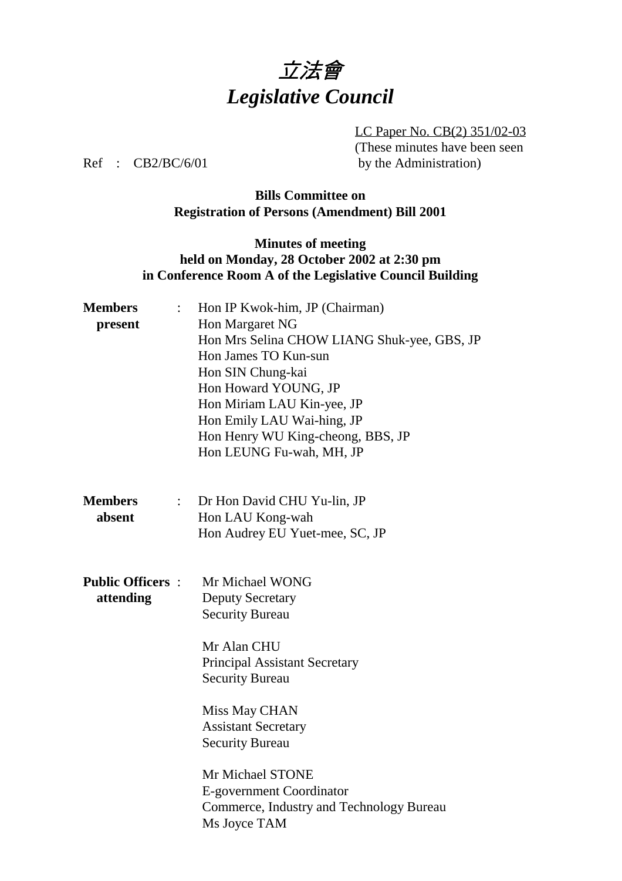# *立法會*
# *Legislative Council*

LC Paper No. CB(2) 351/02-03
(These minutes have been seen by the Administration)

Ref : CB2/BC/6/01

**Bills Committee on**
**Registration of Persons (Amendment) Bill 2001**

**Minutes of meeting**
**held on Monday, 28 October 2002 at 2:30 pm**
**in Conference Room A of the Legislative Council Building**

**Members present** :
Hon IP Kwok-him, JP (Chairman)
Hon Margaret NG
Hon Mrs Selina CHOW LIANG Shuk-yee, GBS, JP
Hon James TO Kun-sun
Hon SIN Chung-kai
Hon Howard YOUNG, JP
Hon Miriam LAU Kin-yee, JP
Hon Emily LAU Wai-hing, JP
Hon Henry WU King-cheong, BBS, JP
Hon LEUNG Fu-wah, MH, JP

**Members absent** :
Dr Hon David CHU Yu-lin, JP
Hon LAU Kong-wah
Hon Audrey EU Yuet-mee, SC, JP

**Public Officers attending** :
Mr Michael WONG
Deputy Secretary
Security Bureau

Mr Alan CHU
Principal Assistant Secretary
Security Bureau

Miss May CHAN
Assistant Secretary
Security Bureau

Mr Michael STONE
E-government Coordinator
Commerce, Industry and Technology Bureau
Ms Joyce TAM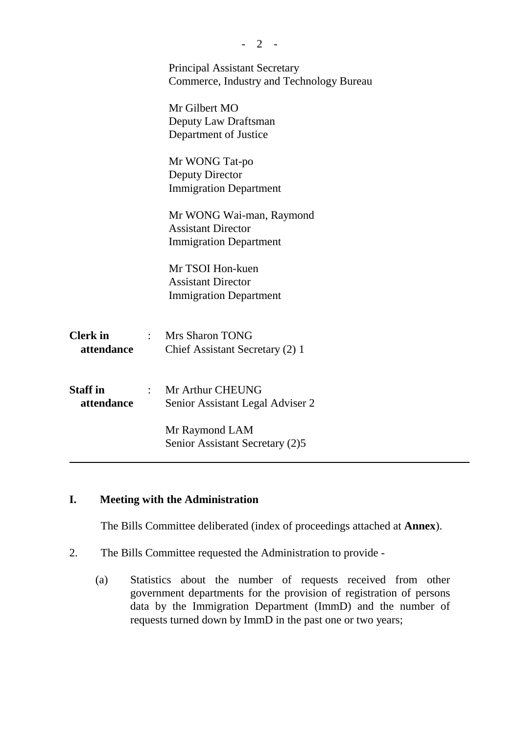Principal Assistant Secretary
Commerce, Industry and Technology Bureau

Mr Gilbert MO
Deputy Law Draftsman
Department of Justice

Mr WONG Tat-po
Deputy Director
Immigration Department

Mr WONG Wai-man, Raymond
Assistant Director
Immigration Department

Mr TSOI Hon-kuen
Assistant Director
Immigration Department

**Clerk in attendance** : Mrs Sharon TONG
Chief Assistant Secretary (2) 1

**Staff in attendance** : Mr Arthur CHEUNG
Senior Assistant Legal Adviser 2

Mr Raymond LAM
Senior Assistant Secretary (2)5

---

## I. Meeting with the Administration

The Bills Committee deliberated (index of proceedings attached at **Annex**).

2. The Bills Committee requested the Administration to provide -

   (a) Statistics about the number of requests received from other government departments for the provision of registration of persons data by the Immigration Department (ImmD) and the number of requests turned down by ImmD in the past one or two years;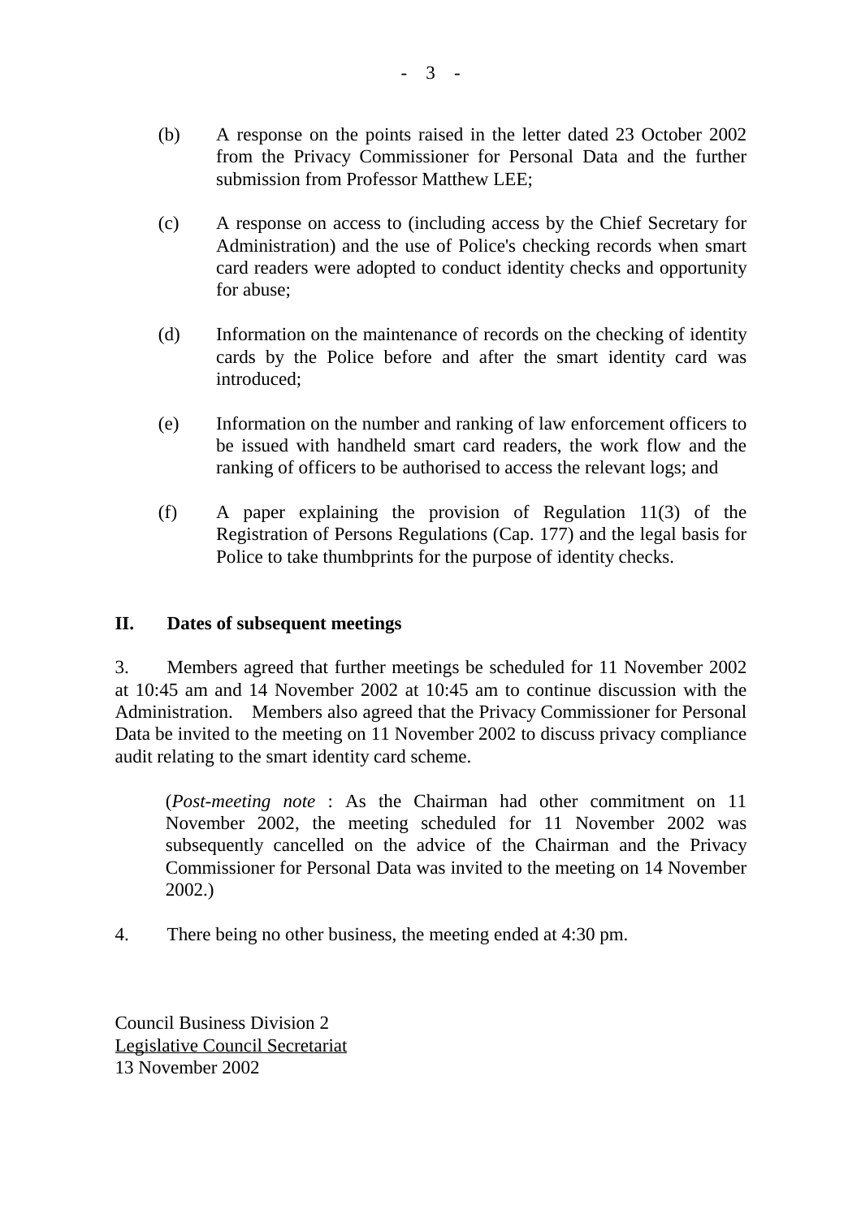(b) A response on the points raised in the letter dated 23 October 2002 from the Privacy Commissioner for Personal Data and the further submission from Professor Matthew LEE;

(c) A response on access to (including access by the Chief Secretary for Administration) and the use of Police's checking records when smart card readers were adopted to conduct identity checks and opportunity for abuse;

(d) Information on the maintenance of records on the checking of identity cards by the Police before and after the smart identity card was introduced;

(e) Information on the number and ranking of law enforcement officers to be issued with handheld smart card readers, the work flow and the ranking of officers to be authorised to access the relevant logs; and

(f) A paper explaining the provision of Regulation 11(3) of the Registration of Persons Regulations (Cap. 177) and the legal basis for Police to take thumbprints for the purpose of identity checks.

## II. Dates of subsequent meetings

3. Members agreed that further meetings be scheduled for 11 November 2002 at 10:45 am and 14 November 2002 at 10:45 am to continue discussion with the Administration. Members also agreed that the Privacy Commissioner for Personal Data be invited to the meeting on 11 November 2002 to discuss privacy compliance audit relating to the smart identity card scheme.

> (*Post-meeting note* : As the Chairman had other commitment on 11 November 2002, the meeting scheduled for 11 November 2002 was subsequently cancelled on the advice of the Chairman and the Privacy Commissioner for Personal Data was invited to the meeting on 14 November 2002.)

4. There being no other business, the meeting ended at 4:30 pm.

Council Business Division 2
Legislative Council Secretariat
13 November 2002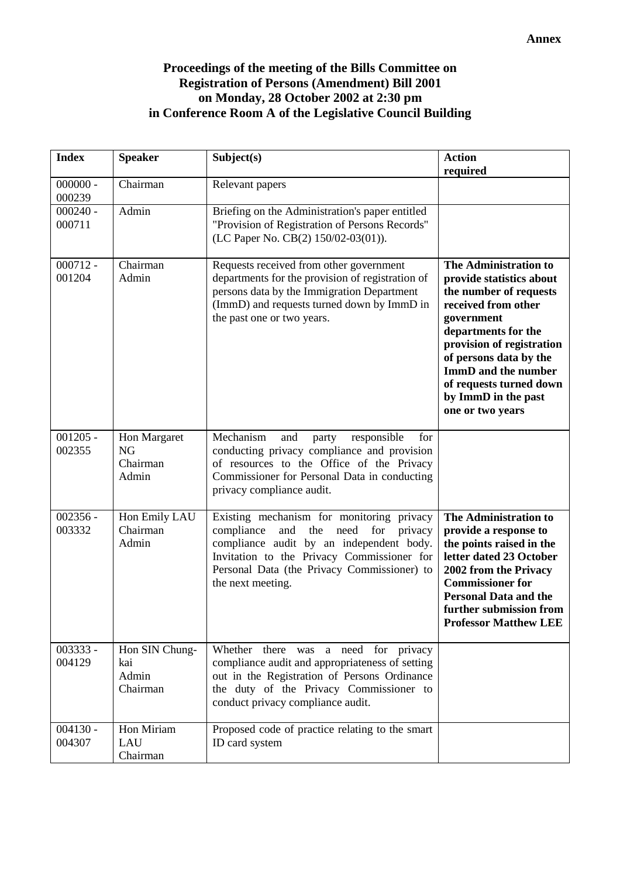**Annex**

**Proceedings of the meeting of the Bills Committee on Registration of Persons (Amendment) Bill 2001 on Monday, 28 October 2002 at 2:30 pm in Conference Room A of the Legislative Council Building**

| Index | Speaker | Subject(s) | Action required |
|---|---|---|---|
| 000000 - 000239 | Chairman | Relevant papers | |
| 000240 - 000711 | Admin | Briefing on the Administration's paper entitled "Provision of Registration of Persons Records" (LC Paper No. CB(2) 150/02-03(01)). | |
| 000712 - 001204 | Chairman<br>Admin | Requests received from other government departments for the provision of registration of persons data by the Immigration Department (ImmD) and requests turned down by ImmD in the past one or two years. | **The Administration to provide statistics about the number of requests received from other government departments for the provision of registration of persons data by the ImmD and the number of requests turned down by ImmD in the past one or two years** |
| 001205 - 002355 | Hon Margaret NG<br>Chairman<br>Admin | Mechanism and party responsible for conducting privacy compliance and provision of resources to the Office of the Privacy Commissioner for Personal Data in conducting privacy compliance audit. | |
| 002356 - 003332 | Hon Emily LAU<br>Chairman<br>Admin | Existing mechanism for monitoring privacy compliance and the need for privacy compliance audit by an independent body. Invitation to the Privacy Commissioner for Personal Data (the Privacy Commissioner) to the next meeting. | **The Administration to provide a response to the points raised in the letter dated 23 October 2002 from the Privacy Commissioner for Personal Data and the further submission from Professor Matthew LEE** |
| 003333 - 004129 | Hon SIN Chung-kai<br>Admin<br>Chairman | Whether there was a need for privacy compliance audit and appropriateness of setting out in the Registration of Persons Ordinance the duty of the Privacy Commissioner to conduct privacy compliance audit. | |
| 004130 - 004307 | Hon Miriam LAU<br>Chairman | Proposed code of practice relating to the smart ID card system | |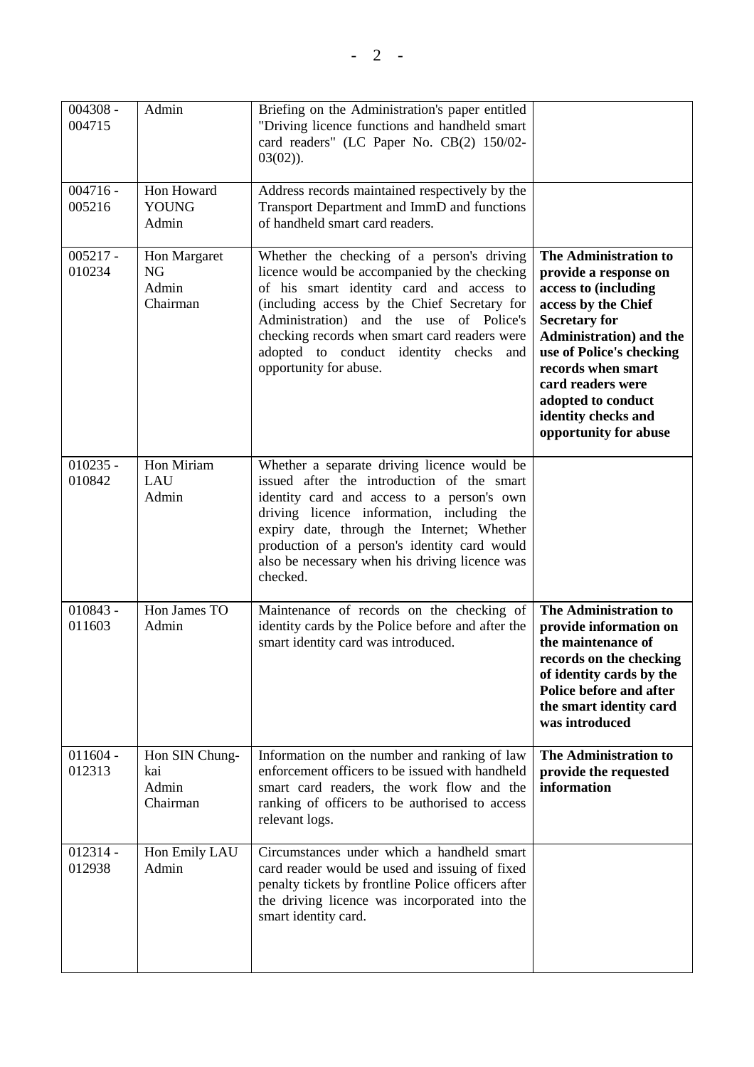| | | | |
|---|---|---|---|
| 004308 - 004715 | Admin | Briefing on the Administration's paper entitled "Driving licence functions and handheld smart card readers" (LC Paper No. CB(2) 150/02-03(02)). | |
| 004716 - 005216 | Hon Howard YOUNG<br>Admin | Address records maintained respectively by the Transport Department and ImmD and functions of handheld smart card readers. | |
| 005217 - 010234 | Hon Margaret NG<br>Admin<br>Chairman | Whether the checking of a person's driving licence would be accompanied by the checking of his smart identity card and access to (including access by the Chief Secretary for Administration) and the use of Police's checking records when smart card readers were adopted to conduct identity checks and opportunity for abuse. | **The Administration to provide a response on access to (including access by the Chief Secretary for Administration) and the use of Police's checking records when smart card readers were adopted to conduct identity checks and opportunity for abuse** |
| 010235 - 010842 | Hon Miriam LAU<br>Admin | Whether a separate driving licence would be issued after the introduction of the smart identity card and access to a person's own driving licence information, including the expiry date, through the Internet; Whether production of a person's identity card would also be necessary when his driving licence was checked. | |
| 010843 - 011603 | Hon James TO<br>Admin | Maintenance of records on the checking of identity cards by the Police before and after the smart identity card was introduced. | **The Administration to provide information on the maintenance of records on the checking of identity cards by the Police before and after the smart identity card was introduced** |
| 011604 - 012313 | Hon SIN Chung-kai<br>Admin<br>Chairman | Information on the number and ranking of law enforcement officers to be issued with handheld smart card readers, the work flow and the ranking of officers to be authorised to access relevant logs. | **The Administration to provide the requested information** |
| 012314 - 012938 | Hon Emily LAU<br>Admin | Circumstances under which a handheld smart card reader would be used and issuing of fixed penalty tickets by frontline Police officers after the driving licence was incorporated into the smart identity card. | |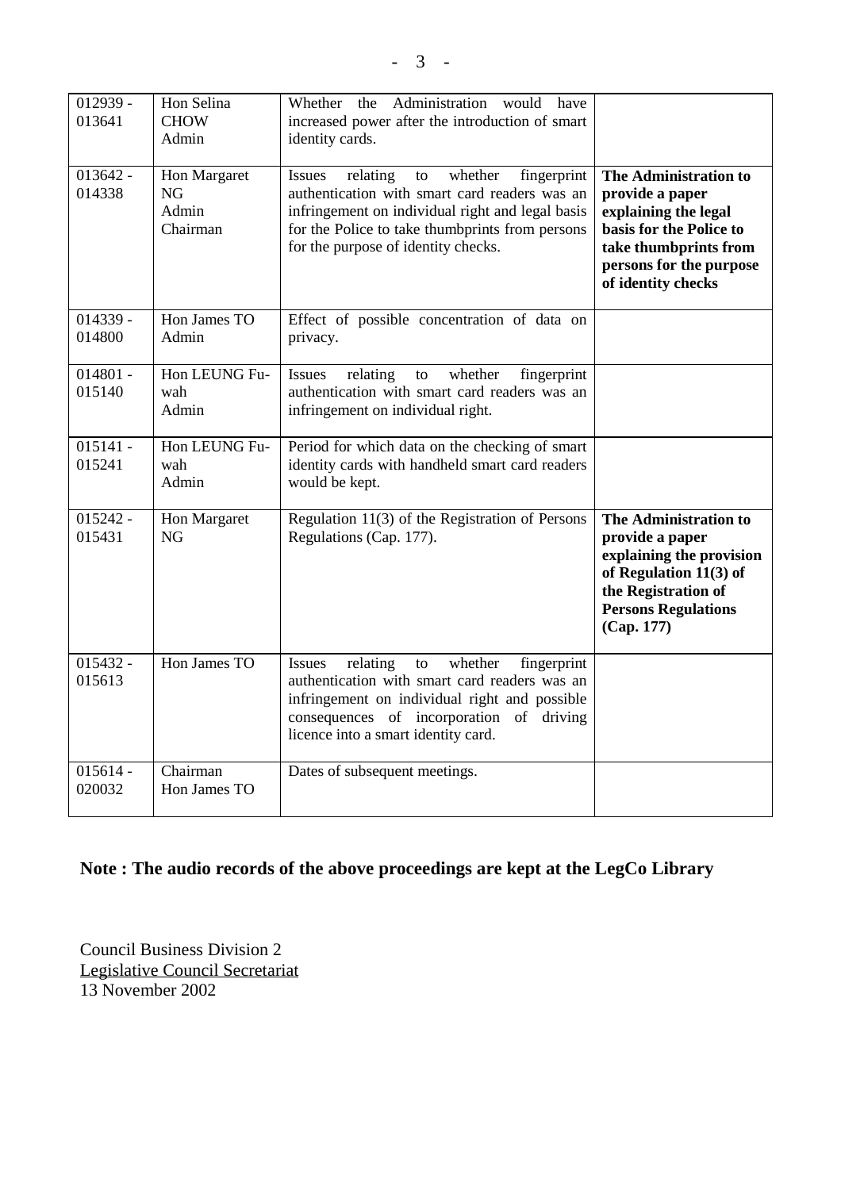| | | | |
|---|---|---|---|
| 012939 - 013641 | Hon Selina CHOW<br>Admin | Whether the Administration would have increased power after the introduction of smart identity cards. | |
| 013642 - 014338 | Hon Margaret NG<br>Admin<br>Chairman | Issues relating to whether fingerprint authentication with smart card readers was an infringement on individual right and legal basis for the Police to take thumbprints from persons for the purpose of identity checks. | **The Administration to provide a paper explaining the legal basis for the Police to take thumbprints from persons for the purpose of identity checks** |
| 014339 - 014800 | Hon James TO<br>Admin | Effect of possible concentration of data on privacy. | |
| 014801 - 015140 | Hon LEUNG Fu-wah<br>Admin | Issues relating to whether fingerprint authentication with smart card readers was an infringement on individual right. | |
| 015141 - 015241 | Hon LEUNG Fu-wah<br>Admin | Period for which data on the checking of smart identity cards with handheld smart card readers would be kept. | |
| 015242 - 015431 | Hon Margaret NG | Regulation 11(3) of the Registration of Persons Regulations (Cap. 177). | **The Administration to provide a paper explaining the provision of Regulation 11(3) of the Registration of Persons Regulations (Cap. 177)** |
| 015432 - 015613 | Hon James TO | Issues relating to whether fingerprint authentication with smart card readers was an infringement on individual right and possible consequences of incorporation of driving licence into a smart identity card. | |
| 015614 - 020032 | Chairman<br>Hon James TO | Dates of subsequent meetings. | |

**Note : The audio records of the above proceedings are kept at the LegCo Library**

Council Business Division 2
Legislative Council Secretariat
13 November 2002